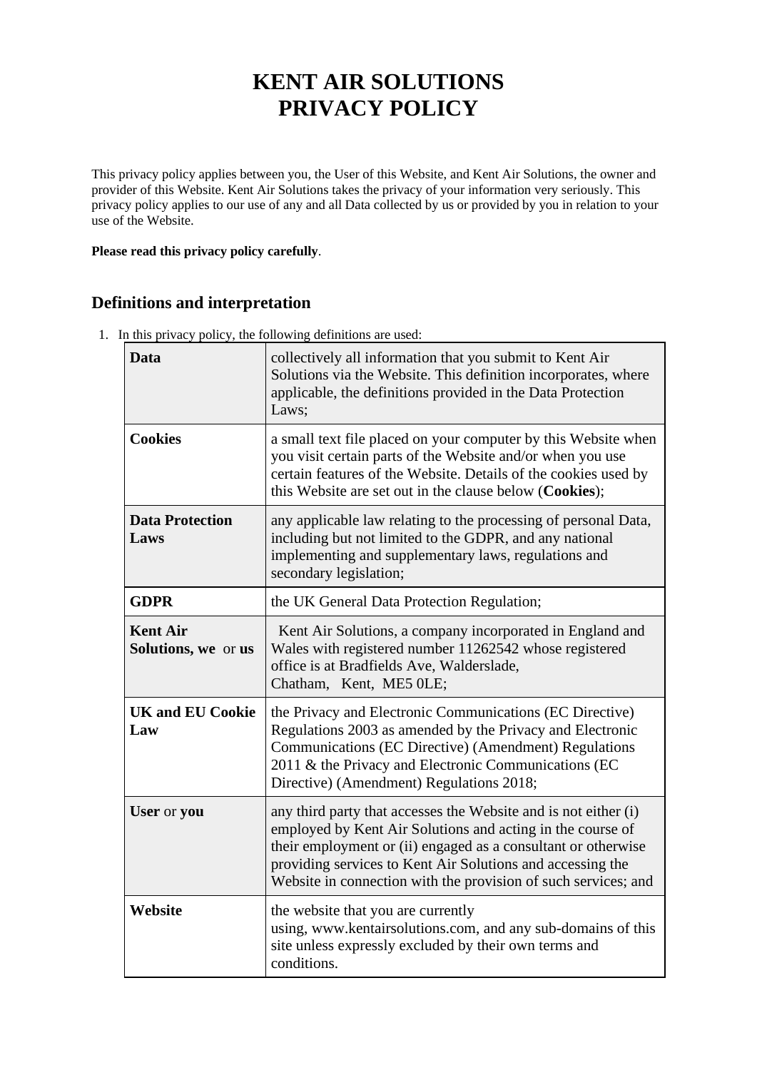# KENT AIR SOLUTIONS
# PRIVACY POLICY

This privacy policy applies between you, the User of this Website, and Kent Air Solutions, the owner and provider of this Website. Kent Air Solutions takes the privacy of your information very seriously. This privacy policy applies to our use of any and all Data collected by us or provided by you in relation to your use of the Website.

**Please read this privacy policy carefully**.

## Definitions and interpretation

1. In this privacy policy, the following definitions are used:

| | |
|---|---|
| **Data** | collectively all information that you submit to Kent Air Solutions via the Website. This definition incorporates, where applicable, the definitions provided in the Data Protection Laws; |
| **Cookies** | a small text file placed on your computer by this Website when you visit certain parts of the Website and/or when you use certain features of the Website. Details of the cookies used by this Website are set out in the clause below (**Cookies**); |
| **Data Protection Laws** | any applicable law relating to the processing of personal Data, including but not limited to the GDPR, and any national implementing and supplementary laws, regulations and secondary legislation; |
| **GDPR** | the UK General Data Protection Regulation; |
| **Kent Air Solutions, we** or **us** | Kent Air Solutions, a company incorporated in England and Wales with registered number 11262542 whose registered office is at Bradfields Ave, Walderslade, Chatham, Kent, ME5 0LE; |
| **UK and EU Cookie Law** | the Privacy and Electronic Communications (EC Directive) Regulations 2003 as amended by the Privacy and Electronic Communications (EC Directive) (Amendment) Regulations 2011 & the Privacy and Electronic Communications (EC Directive) (Amendment) Regulations 2018; |
| **User** or **you** | any third party that accesses the Website and is not either (i) employed by Kent Air Solutions and acting in the course of their employment or (ii) engaged as a consultant or otherwise providing services to Kent Air Solutions and accessing the Website in connection with the provision of such services; and |
| **Website** | the website that you are currently using, www.kentairsolutions.com, and any sub-domains of this site unless expressly excluded by their own terms and conditions. |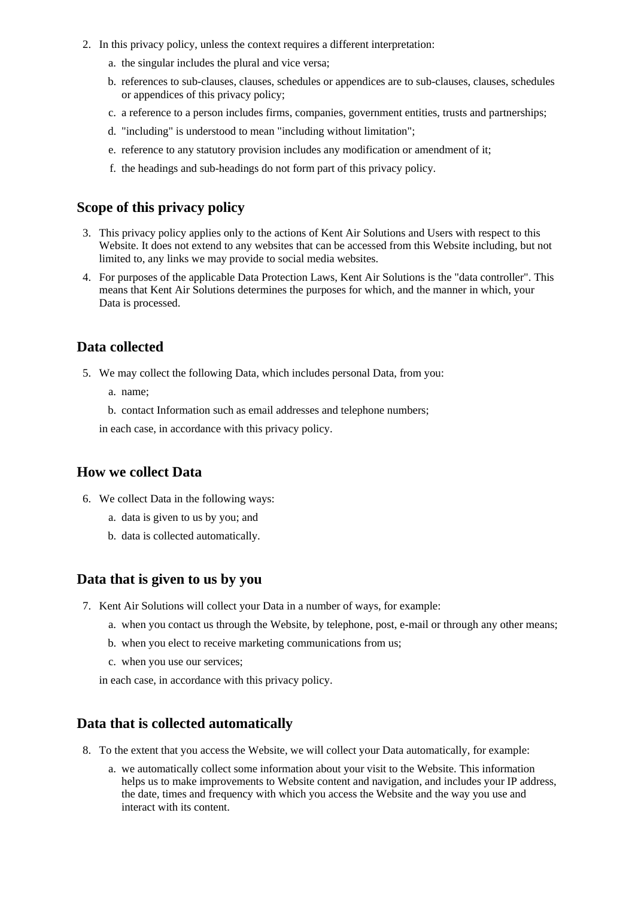2. In this privacy policy, unless the context requires a different interpretation:
   a. the singular includes the plural and vice versa;
   b. references to sub-clauses, clauses, schedules or appendices are to sub-clauses, clauses, schedules or appendices of this privacy policy;
   c. a reference to a person includes firms, companies, government entities, trusts and partnerships;
   d. "including" is understood to mean "including without limitation";
   e. reference to any statutory provision includes any modification or amendment of it;
   f. the headings and sub-headings do not form part of this privacy policy.

## Scope of this privacy policy

3. This privacy policy applies only to the actions of Kent Air Solutions and Users with respect to this Website. It does not extend to any websites that can be accessed from this Website including, but not limited to, any links we may provide to social media websites.
4. For purposes of the applicable Data Protection Laws, Kent Air Solutions is the "data controller". This means that Kent Air Solutions determines the purposes for which, and the manner in which, your Data is processed.

## Data collected

5. We may collect the following Data, which includes personal Data, from you:
   a. name;
   b. contact Information such as email addresses and telephone numbers;

   in each case, in accordance with this privacy policy.

## How we collect Data

6. We collect Data in the following ways:
   a. data is given to us by you; and
   b. data is collected automatically.

## Data that is given to us by you

7. Kent Air Solutions will collect your Data in a number of ways, for example:
   a. when you contact us through the Website, by telephone, post, e-mail or through any other means;
   b. when you elect to receive marketing communications from us;
   c. when you use our services;

   in each case, in accordance with this privacy policy.

## Data that is collected automatically

8. To the extent that you access the Website, we will collect your Data automatically, for example:
   a. we automatically collect some information about your visit to the Website. This information helps us to make improvements to Website content and navigation, and includes your IP address, the date, times and frequency with which you access the Website and the way you use and interact with its content.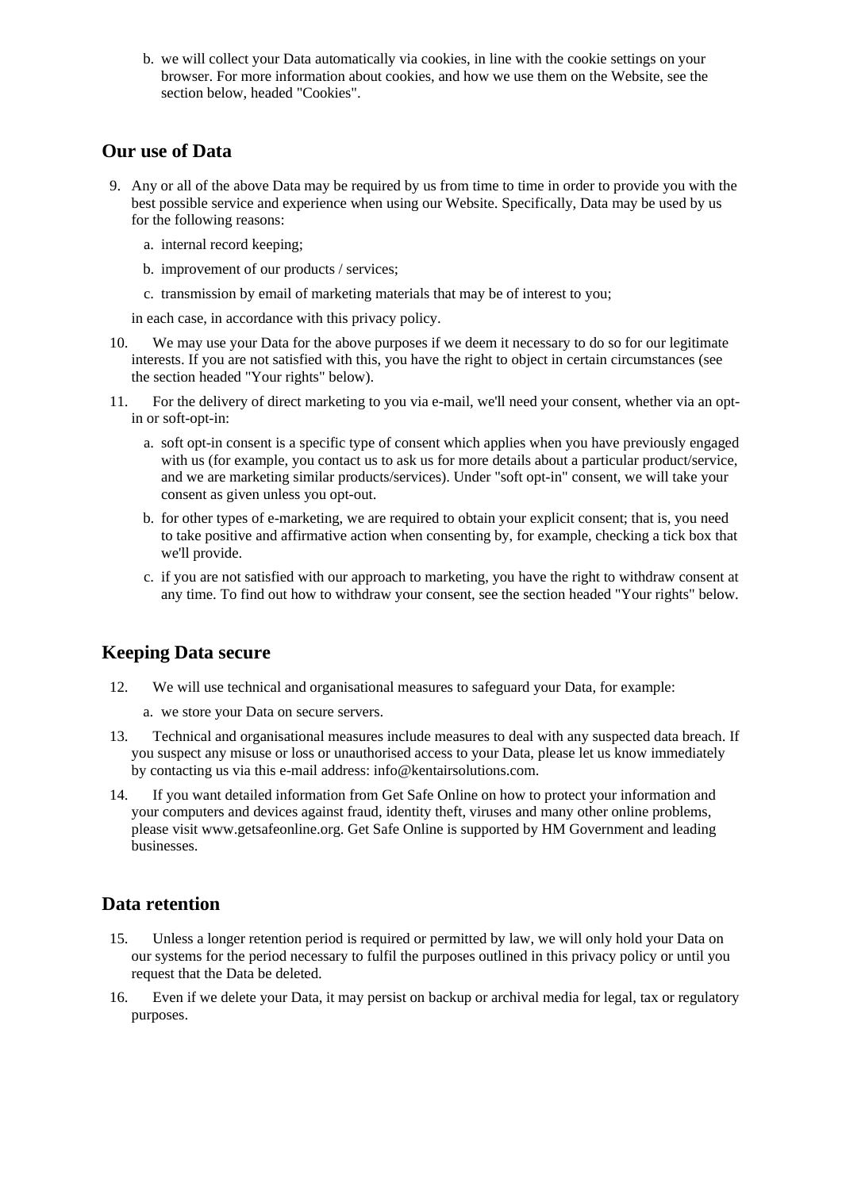b. we will collect your Data automatically via cookies, in line with the cookie settings on your browser. For more information about cookies, and how we use them on the Website, see the section below, headed "Cookies".

## Our use of Data

9. Any or all of the above Data may be required by us from time to time in order to provide you with the best possible service and experience when using our Website. Specifically, Data may be used by us for the following reasons:

   a. internal record keeping;

   b. improvement of our products / services;

   c. transmission by email of marketing materials that may be of interest to you;

   in each case, in accordance with this privacy policy.

10. We may use your Data for the above purposes if we deem it necessary to do so for our legitimate interests. If you are not satisfied with this, you have the right to object in certain circumstances (see the section headed "Your rights" below).

11. For the delivery of direct marketing to you via e-mail, we'll need your consent, whether via an opt-in or soft-opt-in:

    a. soft opt-in consent is a specific type of consent which applies when you have previously engaged with us (for example, you contact us to ask us for more details about a particular product/service, and we are marketing similar products/services). Under "soft opt-in" consent, we will take your consent as given unless you opt-out.

    b. for other types of e-marketing, we are required to obtain your explicit consent; that is, you need to take positive and affirmative action when consenting by, for example, checking a tick box that we'll provide.

    c. if you are not satisfied with our approach to marketing, you have the right to withdraw consent at any time. To find out how to withdraw your consent, see the section headed "Your rights" below.

## Keeping Data secure

12. We will use technical and organisational measures to safeguard your Data, for example:

    a. we store your Data on secure servers.

13. Technical and organisational measures include measures to deal with any suspected data breach. If you suspect any misuse or loss or unauthorised access to your Data, please let us know immediately by contacting us via this e-mail address: info@kentairsolutions.com.

14. If you want detailed information from Get Safe Online on how to protect your information and your computers and devices against fraud, identity theft, viruses and many other online problems, please visit www.getsafeonline.org. Get Safe Online is supported by HM Government and leading businesses.

## Data retention

15. Unless a longer retention period is required or permitted by law, we will only hold your Data on our systems for the period necessary to fulfil the purposes outlined in this privacy policy or until you request that the Data be deleted.

16. Even if we delete your Data, it may persist on backup or archival media for legal, tax or regulatory purposes.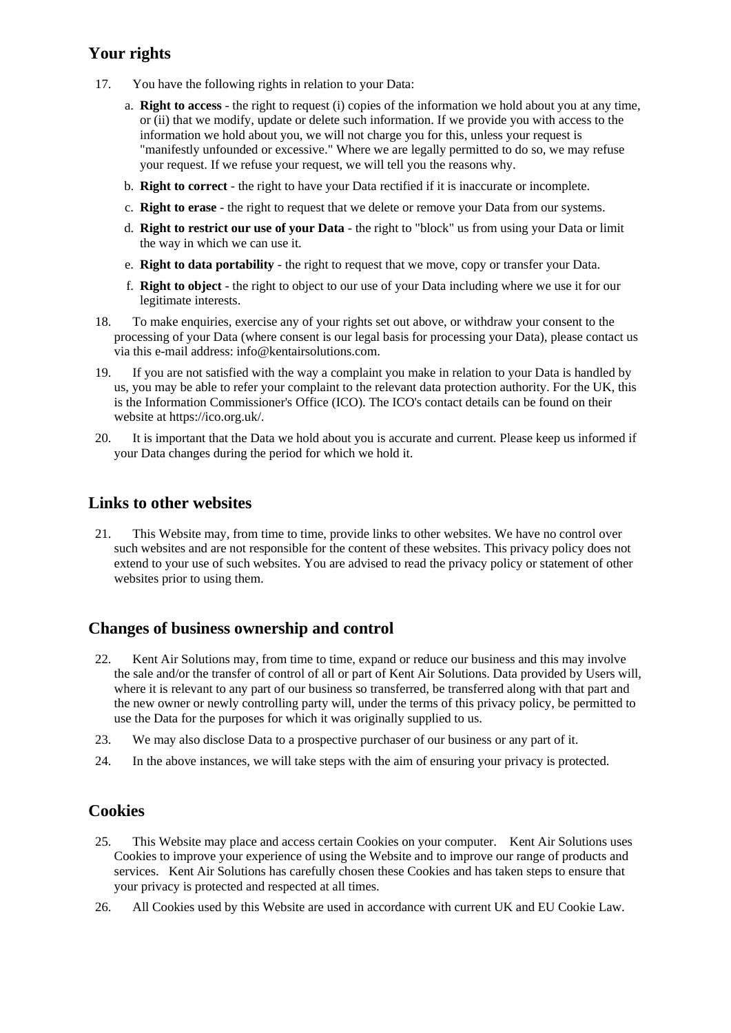## Your rights

17. You have the following rights in relation to your Data:

    a. **Right to access** - the right to request (i) copies of the information we hold about you at any time, or (ii) that we modify, update or delete such information. If we provide you with access to the information we hold about you, we will not charge you for this, unless your request is "manifestly unfounded or excessive." Where we are legally permitted to do so, we may refuse your request. If we refuse your request, we will tell you the reasons why.

    b. **Right to correct** - the right to have your Data rectified if it is inaccurate or incomplete.

    c. **Right to erase** - the right to request that we delete or remove your Data from our systems.

    d. **Right to restrict our use of your Data** - the right to "block" us from using your Data or limit the way in which we can use it.

    e. **Right to data portability** - the right to request that we move, copy or transfer your Data.

    f. **Right to object** - the right to object to our use of your Data including where we use it for our legitimate interests.

18. To make enquiries, exercise any of your rights set out above, or withdraw your consent to the processing of your Data (where consent is our legal basis for processing your Data), please contact us via this e-mail address: info@kentairsolutions.com.

19. If you are not satisfied with the way a complaint you make in relation to your Data is handled by us, you may be able to refer your complaint to the relevant data protection authority. For the UK, this is the Information Commissioner's Office (ICO). The ICO's contact details can be found on their website at https://ico.org.uk/.

20. It is important that the Data we hold about you is accurate and current. Please keep us informed if your Data changes during the period for which we hold it.

## Links to other websites

21. This Website may, from time to time, provide links to other websites. We have no control over such websites and are not responsible for the content of these websites. This privacy policy does not extend to your use of such websites. You are advised to read the privacy policy or statement of other websites prior to using them.

## Changes of business ownership and control

22. Kent Air Solutions may, from time to time, expand or reduce our business and this may involve the sale and/or the transfer of control of all or part of Kent Air Solutions. Data provided by Users will, where it is relevant to any part of our business so transferred, be transferred along with that part and the new owner or newly controlling party will, under the terms of this privacy policy, be permitted to use the Data for the purposes for which it was originally supplied to us.

23. We may also disclose Data to a prospective purchaser of our business or any part of it.

24. In the above instances, we will take steps with the aim of ensuring your privacy is protected.

## Cookies

25. This Website may place and access certain Cookies on your computer. Kent Air Solutions uses Cookies to improve your experience of using the Website and to improve our range of products and services. Kent Air Solutions has carefully chosen these Cookies and has taken steps to ensure that your privacy is protected and respected at all times.

26. All Cookies used by this Website are used in accordance with current UK and EU Cookie Law.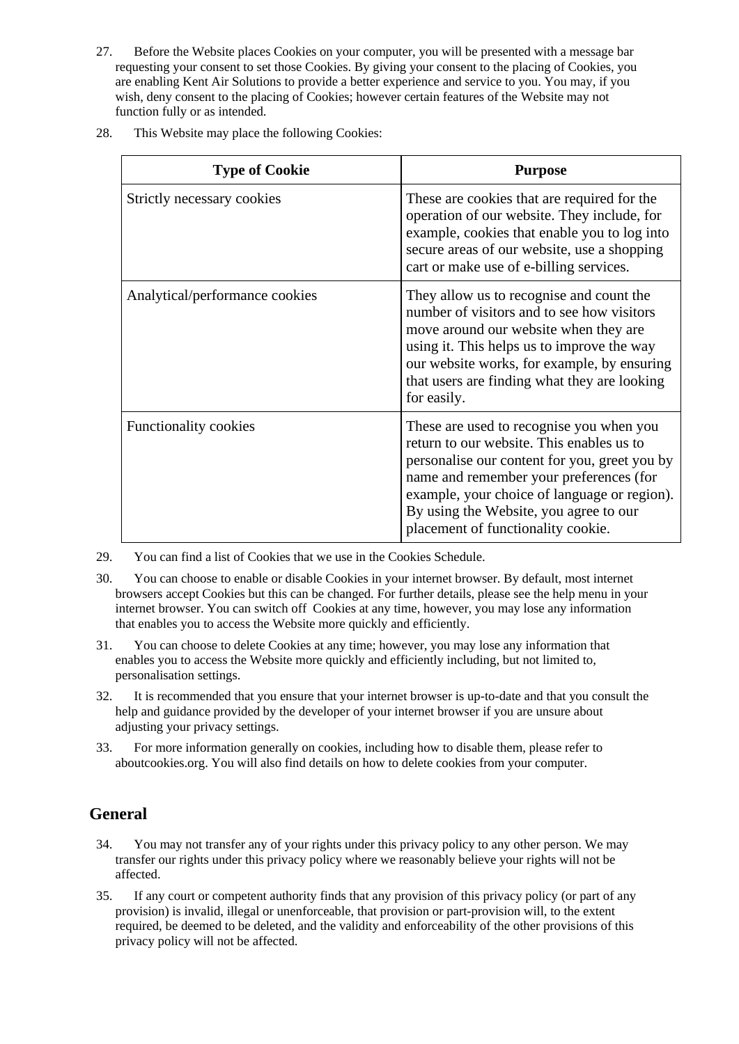27. Before the Website places Cookies on your computer, you will be presented with a message bar requesting your consent to set those Cookies. By giving your consent to the placing of Cookies, you are enabling Kent Air Solutions to provide a better experience and service to you. You may, if you wish, deny consent to the placing of Cookies; however certain features of the Website may not function fully or as intended.

28. This Website may place the following Cookies:

| Type of Cookie | Purpose |
|---|---|
| Strictly necessary cookies | These are cookies that are required for the operation of our website. They include, for example, cookies that enable you to log into secure areas of our website, use a shopping cart or make use of e-billing services. |
| Analytical/performance cookies | They allow us to recognise and count the number of visitors and to see how visitors move around our website when they are using it. This helps us to improve the way our website works, for example, by ensuring that users are finding what they are looking for easily. |
| Functionality cookies | These are used to recognise you when you return to our website. This enables us to personalise our content for you, greet you by name and remember your preferences (for example, your choice of language or region). By using the Website, you agree to our placement of functionality cookie. |

29. You can find a list of Cookies that we use in the Cookies Schedule.

30. You can choose to enable or disable Cookies in your internet browser. By default, most internet browsers accept Cookies but this can be changed. For further details, please see the help menu in your internet browser. You can switch off Cookies at any time, however, you may lose any information that enables you to access the Website more quickly and efficiently.

31. You can choose to delete Cookies at any time; however, you may lose any information that enables you to access the Website more quickly and efficiently including, but not limited to, personalisation settings.

32. It is recommended that you ensure that your internet browser is up-to-date and that you consult the help and guidance provided by the developer of your internet browser if you are unsure about adjusting your privacy settings.

33. For more information generally on cookies, including how to disable them, please refer to aboutcookies.org. You will also find details on how to delete cookies from your computer.

## General

34. You may not transfer any of your rights under this privacy policy to any other person. We may transfer our rights under this privacy policy where we reasonably believe your rights will not be affected.

35. If any court or competent authority finds that any provision of this privacy policy (or part of any provision) is invalid, illegal or unenforceable, that provision or part-provision will, to the extent required, be deemed to be deleted, and the validity and enforceability of the other provisions of this privacy policy will not be affected.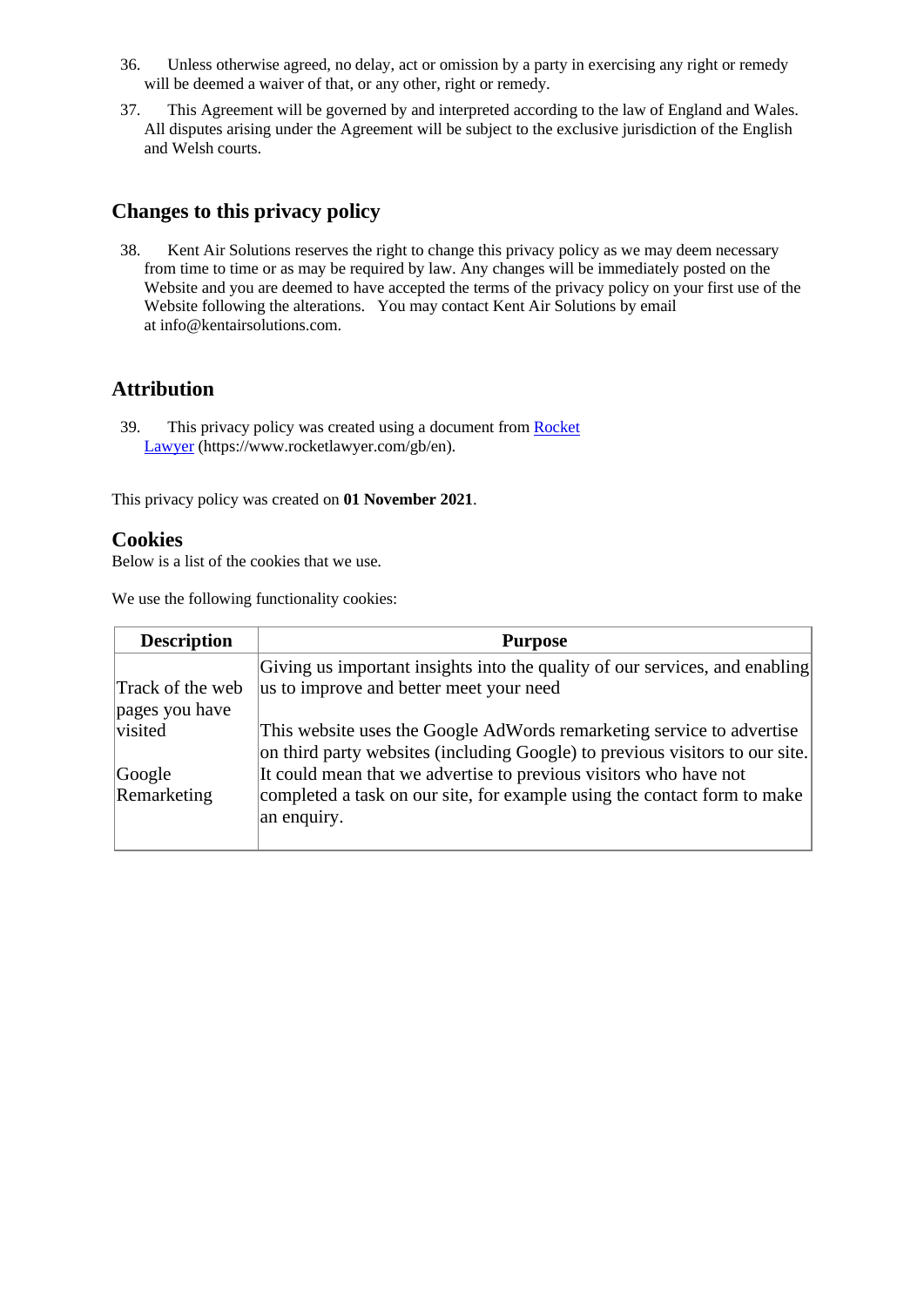36. Unless otherwise agreed, no delay, act or omission by a party in exercising any right or remedy will be deemed a waiver of that, or any other, right or remedy.

37. This Agreement will be governed by and interpreted according to the law of England and Wales. All disputes arising under the Agreement will be subject to the exclusive jurisdiction of the English and Welsh courts.

## Changes to this privacy policy

38. Kent Air Solutions reserves the right to change this privacy policy as we may deem necessary from time to time or as may be required by law. Any changes will be immediately posted on the Website and you are deemed to have accepted the terms of the privacy policy on your first use of the Website following the alterations. You may contact Kent Air Solutions by email at info@kentairsolutions.com.

## Attribution

39. This privacy policy was created using a document from [Rocket Lawyer](https://www.rocketlawyer.com/gb/en) (https://www.rocketlawyer.com/gb/en).

This privacy policy was created on **01 November 2021**.

## Cookies

Below is a list of the cookies that we use.

We use the following functionality cookies:

| Description | Purpose |
|---|---|
| Track of the web pages you have visited | Giving us important insights into the quality of our services, and enabling us to improve and better meet your need |
| Google Remarketing | This website uses the Google AdWords remarketing service to advertise on third party websites (including Google) to previous visitors to our site. It could mean that we advertise to previous visitors who have not completed a task on our site, for example using the contact form to make an enquiry. |